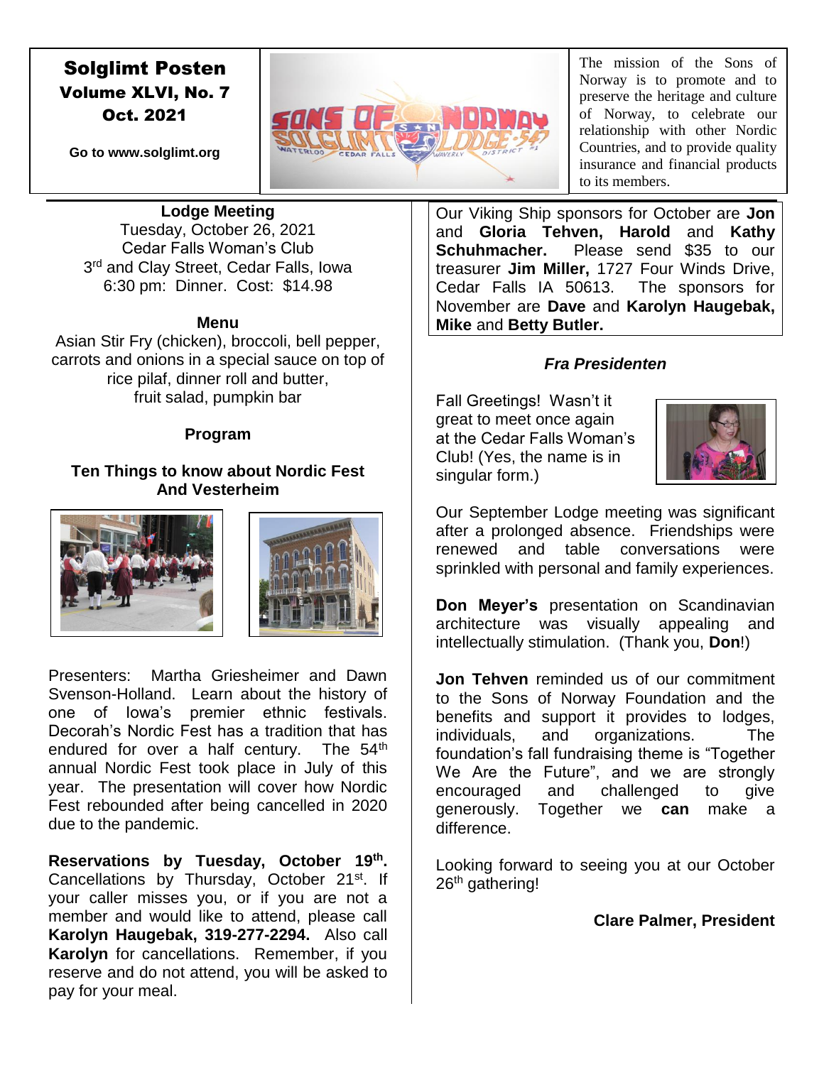# Solglimt Posten

**Volume XLVI, No. 7**

**Oct. 2021**

**Go to www.solglimt.org**

The mission of the Sons of Norway is to promote and to preserve the heritage and culture of Norway, to celebrate our relationship with other Nordic Countries, and to provide quality insurance and financial products to its members.

## Lodge Meeting

Tuesday, October 26, 2021
Cedar Falls Woman's Club
3rd and Clay Street, Cedar Falls, Iowa
6:30 pm: Dinner. Cost: $14.98

### Menu

Asian Stir Fry (chicken), broccoli, bell pepper, carrots and onions in a special sauce on top of rice pilaf, dinner roll and butter, fruit salad, pumpkin bar

### Program

**Ten Things to know about Nordic Fest And Vesterheim**

Presenters: Martha Griesheimer and Dawn Svenson-Holland. Learn about the history of one of Iowa's premier ethnic festivals. Decorah's Nordic Fest has a tradition that has endured for over a half century. The 54th annual Nordic Fest took place in July of this year. The presentation will cover how Nordic Fest rebounded after being cancelled in 2020 due to the pandemic.

**Reservations by Tuesday, October 19th.** Cancellations by Thursday, October 21st. If your caller misses you, or if you are not a member and would like to attend, please call **Karolyn Haugebak, 319-277-2294.** Also call **Karolyn** for cancellations. Remember, if you reserve and do not attend, you will be asked to pay for your meal.

Our Viking Ship sponsors for October are **Jon** and **Gloria Tehven, Harold** and **Kathy Schuhmacher.** Please send $35 to our treasurer **Jim Miller,** 1727 Four Winds Drive, Cedar Falls IA 50613. The sponsors for November are **Dave** and **Karolyn Haugebak, Mike** and **Betty Butler.**

## *Fra Presidenten*

Fall Greetings! Wasn't it great to meet once again at the Cedar Falls Woman's Club! (Yes, the name is in singular form.)

Our September Lodge meeting was significant after a prolonged absence. Friendships were renewed and table conversations were sprinkled with personal and family experiences.

**Don Meyer's** presentation on Scandinavian architecture was visually appealing and intellectually stimulation. (Thank you, **Don**!)

**Jon Tehven** reminded us of our commitment to the Sons of Norway Foundation and the benefits and support it provides to lodges, individuals, and organizations. The foundation's fall fundraising theme is "Together We Are the Future", and we are strongly encouraged and challenged to give generously. Together we **can** make a difference.

Looking forward to seeing you at our October 26th gathering!

**Clare Palmer, President**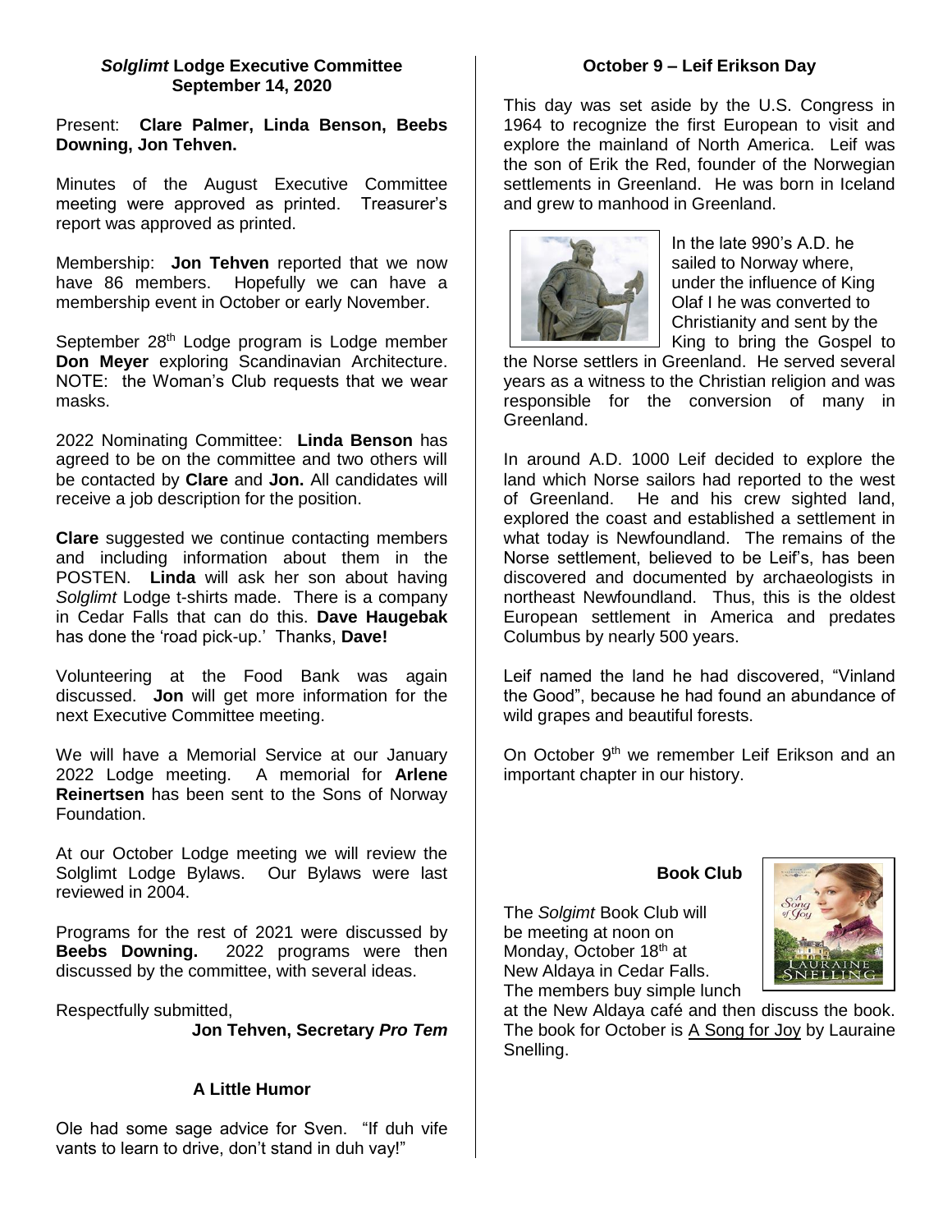### *Solglimt* Lodge Executive Committee September 14, 2020

Present: **Clare Palmer, Linda Benson, Beebs Downing, Jon Tehven.**

Minutes of the August Executive Committee meeting were approved as printed. Treasurer's report was approved as printed.

Membership: **Jon Tehven** reported that we now have 86 members. Hopefully we can have a membership event in October or early November.

September 28th Lodge program is Lodge member **Don Meyer** exploring Scandinavian Architecture. NOTE: the Woman's Club requests that we wear masks.

2022 Nominating Committee: **Linda Benson** has agreed to be on the committee and two others will be contacted by **Clare** and **Jon.** All candidates will receive a job description for the position.

**Clare** suggested we continue contacting members and including information about them in the POSTEN. **Linda** will ask her son about having *Solglimt* Lodge t-shirts made. There is a company in Cedar Falls that can do this. **Dave Haugebak** has done the 'road pick-up.' Thanks, **Dave!**

Volunteering at the Food Bank was again discussed. **Jon** will get more information for the next Executive Committee meeting.

We will have a Memorial Service at our January 2022 Lodge meeting. A memorial for **Arlene Reinertsen** has been sent to the Sons of Norway Foundation.

At our October Lodge meeting we will review the Solglimt Lodge Bylaws. Our Bylaws were last reviewed in 2004.

Programs for the rest of 2021 were discussed by **Beebs Downing.** 2022 programs were then discussed by the committee, with several ideas.

Respectfully submitted,

**Jon Tehven, Secretary *Pro Tem***

### A Little Humor

Ole had some sage advice for Sven. "If duh vife vants to learn to drive, don't stand in duh vay!"

### October 9 – Leif Erikson Day

This day was set aside by the U.S. Congress in 1964 to recognize the first European to visit and explore the mainland of North America. Leif was the son of Erik the Red, founder of the Norwegian settlements in Greenland. He was born in Iceland and grew to manhood in Greenland.

In the late 990's A.D. he sailed to Norway where, under the influence of King Olaf I he was converted to Christianity and sent by the King to bring the Gospel to the Norse settlers in Greenland. He served several years as a witness to the Christian religion and was responsible for the conversion of many in Greenland.

In around A.D. 1000 Leif decided to explore the land which Norse sailors had reported to the west of Greenland. He and his crew sighted land, explored the coast and established a settlement in what today is Newfoundland. The remains of the Norse settlement, believed to be Leif's, has been discovered and documented by archaeologists in northeast Newfoundland. Thus, this is the oldest European settlement in America and predates Columbus by nearly 500 years.

Leif named the land he had discovered, "Vinland the Good", because he had found an abundance of wild grapes and beautiful forests.

On October 9th we remember Leif Erikson and an important chapter in our history.

### Book Club

The *Solgimt* Book Club will be meeting at noon on Monday, October 18th at New Aldaya in Cedar Falls. The members buy simple lunch at the New Aldaya café and then discuss the book. The book for October is A Song for Joy by Lauraine Snelling.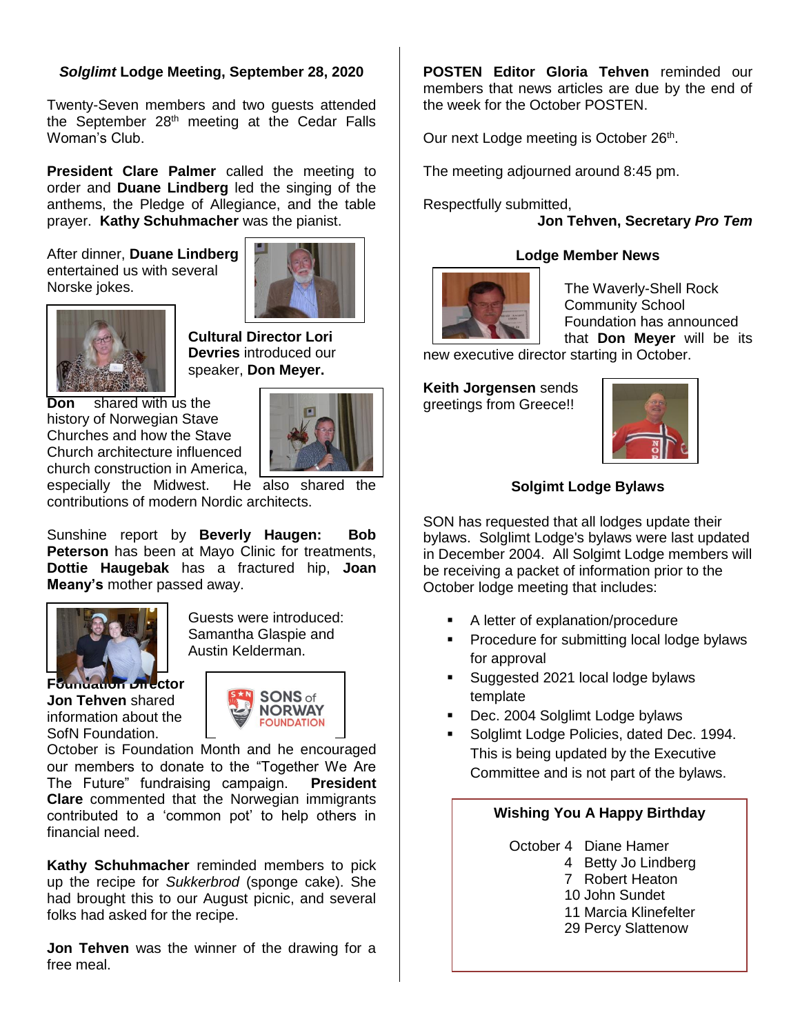### *Solglimt* Lodge Meeting, September 28, 2020

Twenty-Seven members and two guests attended the September 28th meeting at the Cedar Falls Woman's Club.

**President Clare Palmer** called the meeting to order and **Duane Lindberg** led the singing of the anthems, the Pledge of Allegiance, and the table prayer. **Kathy Schuhmacher** was the pianist.

After dinner, **Duane Lindberg** entertained us with several Norske jokes.

**Cultural Director Lori Devries** introduced our speaker, **Don Meyer.**

**Don** shared with us the history of Norwegian Stave Churches and how the Stave Church architecture influenced church construction in America, especially the Midwest. He also shared the contributions of modern Nordic architects.

Sunshine report by **Beverly Haugen: Bob Peterson** has been at Mayo Clinic for treatments, **Dottie Haugebak** has a fractured hip, **Joan Meany's** mother passed away.

Guests were introduced: Samantha Glaspie and Austin Kelderman.

**Foundation Director Jon Tehven** shared information about the SofN Foundation. October is Foundation Month and he encouraged our members to donate to the "Together We Are The Future" fundraising campaign. **President Clare** commented that the Norwegian immigrants contributed to a 'common pot' to help others in financial need.

**Kathy Schuhmacher** reminded members to pick up the recipe for *Sukkerbrod* (sponge cake). She had brought this to our August picnic, and several folks had asked for the recipe.

**Jon Tehven** was the winner of the drawing for a free meal.

**POSTEN Editor Gloria Tehven** reminded our members that news articles are due by the end of the week for the October POSTEN.

Our next Lodge meeting is October 26th.

The meeting adjourned around 8:45 pm.

Respectfully submitted,
**Jon Tehven, Secretary *Pro Tem***

### Lodge Member News

The Waverly-Shell Rock Community School Foundation has announced that **Don Meyer** will be its new executive director starting in October.

**Keith Jorgensen** sends greetings from Greece!!

### Solgimt Lodge Bylaws

SON has requested that all lodges update their bylaws. Solglimt Lodge's bylaws were last updated in December 2004. All Solgimt Lodge members will be receiving a packet of information prior to the October lodge meeting that includes:

- A letter of explanation/procedure
- Procedure for submitting local lodge bylaws for approval
- Suggested 2021 local lodge bylaws template
- Dec. 2004 Solglimt Lodge bylaws
- Solglimt Lodge Policies, dated Dec. 1994. This is being updated by the Executive Committee and is not part of the bylaws.

### Wishing You A Happy Birthday

October 4 Diane Hamer
4 Betty Jo Lindberg
7 Robert Heaton
10 John Sundet
11 Marcia Klinefelter
29 Percy Slattenow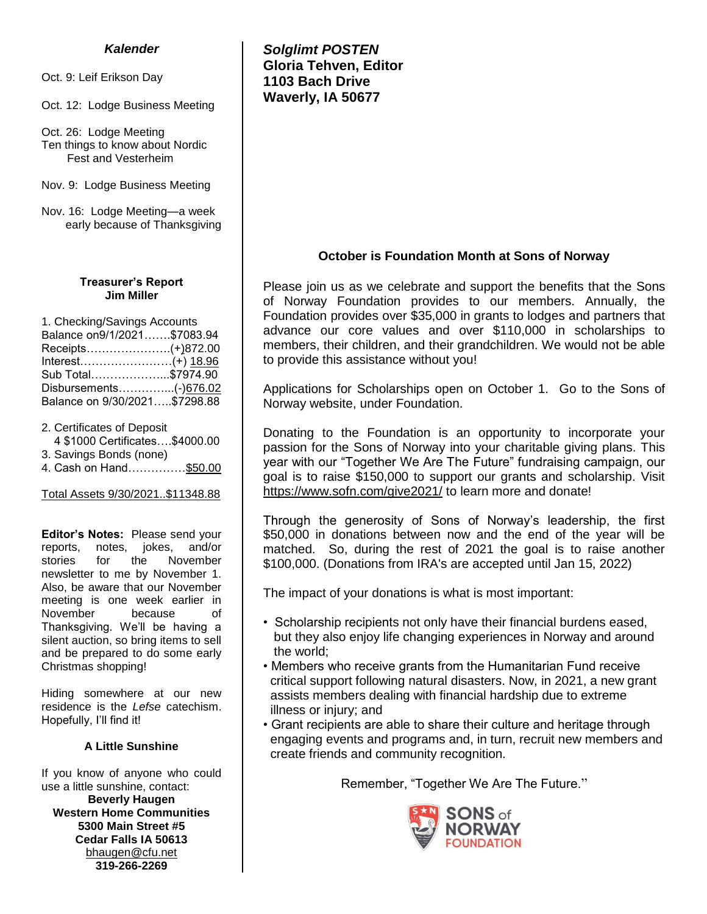## *Kalender*

Oct. 9: Leif Erikson Day

Oct. 12: Lodge Business Meeting

Oct. 26: Lodge Meeting
Ten things to know about Nordic Fest and Vesterheim

Nov. 9: Lodge Business Meeting

Nov. 16: Lodge Meeting—a week early because of Thanksgiving

### Treasurer's Report
**Jim Miller**

1. Checking/Savings Accounts
Balance on9/1/2021…….$7083.94
Receipts………………….(+)872.00
Interest……………………(+) 18.96
Sub Total………………...$7974.90
Disbursements…………..(-)676.02
Balance on 9/30/2021…..$7298.88

2. Certificates of Deposit
4 $1000 Certificates….$4000.00
3. Savings Bonds (none)
4. Cash on Hand……………$50.00

Total Assets 9/30/2021..$11348.88

**Editor's Notes:** Please send your reports, notes, jokes, and/or stories for the November newsletter to me by November 1. Also, be aware that our November meeting is one week earlier in November because of Thanksgiving. We'll be having a silent auction, so bring items to sell and be prepared to do some early Christmas shopping!

Hiding somewhere at our new residence is the *Lefse* catechism. Hopefully, I'll find it!

### A Little Sunshine

If you know of anyone who could use a little sunshine, contact:

**Beverly Haugen**
**Western Home Communities**
**5300 Main Street #5**
**Cedar Falls IA 50613**
bhaugen@cfu.net
**319-266-2269**

***Solglimt POSTEN***
**Gloria Tehven, Editor**
**1103 Bach Drive**
**Waverly, IA 50677**

### October is Foundation Month at Sons of Norway

Please join us as we celebrate and support the benefits that the Sons of Norway Foundation provides to our members. Annually, the Foundation provides over $35,000 in grants to lodges and partners that advance our core values and over $110,000 in scholarships to members, their children, and their grandchildren. We would not be able to provide this assistance without you!

Applications for Scholarships open on October 1. Go to the Sons of Norway website, under Foundation.

Donating to the Foundation is an opportunity to incorporate your passion for the Sons of Norway into your charitable giving plans. This year with our "Together We Are The Future" fundraising campaign, our goal is to raise $150,000 to support our grants and scholarship. Visit https://www.sofn.com/give2021/ to learn more and donate!

Through the generosity of Sons of Norway's leadership, the first $50,000 in donations between now and the end of the year will be matched. So, during the rest of 2021 the goal is to raise another $100,000. (Donations from IRA's are accepted until Jan 15, 2022)

The impact of your donations is what is most important:

- Scholarship recipients not only have their financial burdens eased, but they also enjoy life changing experiences in Norway and around the world;
- Members who receive grants from the Humanitarian Fund receive critical support following natural disasters. Now, in 2021, a new grant assists members dealing with financial hardship due to extreme illness or injury; and
- Grant recipients are able to share their culture and heritage through engaging events and programs and, in turn, recruit new members and create friends and community recognition.

Remember, "Together We Are The Future."

SONS of NORWAY FOUNDATION